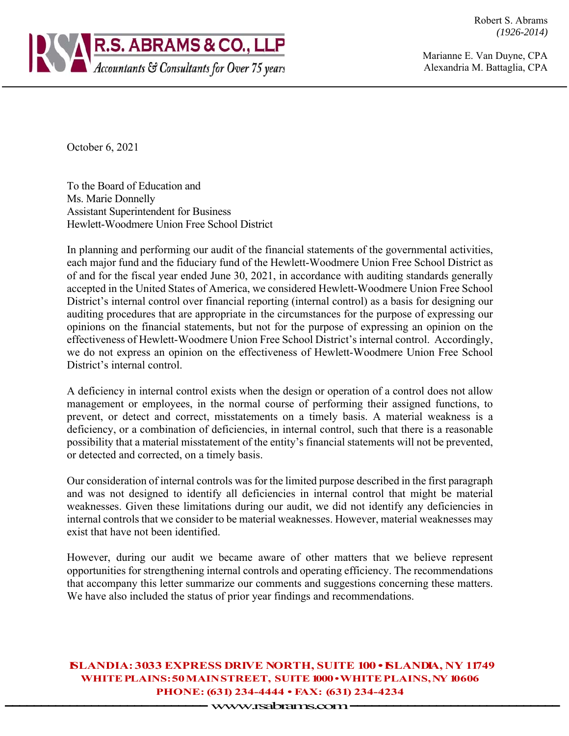**R.S. ABRAMS & CO., LLP**
*Accountants & Consultants for Over 75 years*

Robert S. Abrams
*(1926-2014)*

Marianne E. Van Duyne, CPA
Alexandria M. Battaglia, CPA

October 6, 2021

To the Board of Education and
Ms. Marie Donnelly
Assistant Superintendent for Business
Hewlett-Woodmere Union Free School District

In planning and performing our audit of the financial statements of the governmental activities, each major fund and the fiduciary fund of the Hewlett-Woodmere Union Free School District as of and for the fiscal year ended June 30, 2021, in accordance with auditing standards generally accepted in the United States of America, we considered Hewlett-Woodmere Union Free School District's internal control over financial reporting (internal control) as a basis for designing our auditing procedures that are appropriate in the circumstances for the purpose of expressing our opinions on the financial statements, but not for the purpose of expressing an opinion on the effectiveness of Hewlett-Woodmere Union Free School District's internal control. Accordingly, we do not express an opinion on the effectiveness of Hewlett-Woodmere Union Free School District's internal control.

A deficiency in internal control exists when the design or operation of a control does not allow management or employees, in the normal course of performing their assigned functions, to prevent, or detect and correct, misstatements on a timely basis. A material weakness is a deficiency, or a combination of deficiencies, in internal control, such that there is a reasonable possibility that a material misstatement of the entity's financial statements will not be prevented, or detected and corrected, on a timely basis.

Our consideration of internal controls was for the limited purpose described in the first paragraph and was not designed to identify all deficiencies in internal control that might be material weaknesses. Given these limitations during our audit, we did not identify any deficiencies in internal controls that we consider to be material weaknesses. However, material weaknesses may exist that have not been identified.

However, during our audit we became aware of other matters that we believe represent opportunities for strengthening internal controls and operating efficiency. The recommendations that accompany this letter summarize our comments and suggestions concerning these matters. We have also included the status of prior year findings and recommendations.

ISLANDIA: 3033 EXPRESS DRIVE NORTH, SUITE 100 • ISLANDIA, NY 11749
WHITE PLAINS: 50 MAIN STREET, SUITE 1000 • WHITE PLAINS, NY 10606
PHONE: (631) 234-4444 • FAX: (631) 234-4234
www.rsabrams.com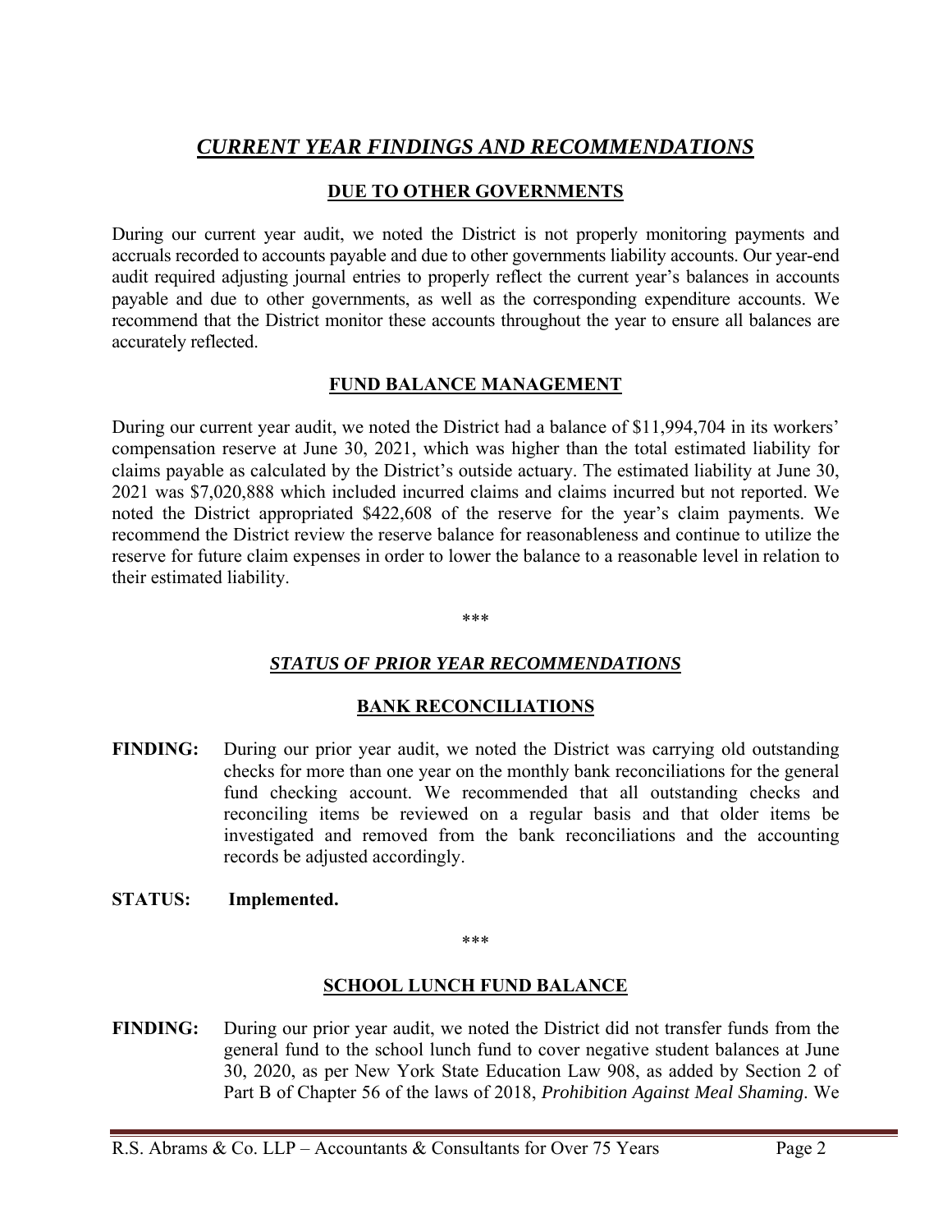## *CURRENT YEAR FINDINGS AND RECOMMENDATIONS*

### DUE TO OTHER GOVERNMENTS

During our current year audit, we noted the District is not properly monitoring payments and accruals recorded to accounts payable and due to other governments liability accounts. Our year-end audit required adjusting journal entries to properly reflect the current year's balances in accounts payable and due to other governments, as well as the corresponding expenditure accounts. We recommend that the District monitor these accounts throughout the year to ensure all balances are accurately reflected.

### FUND BALANCE MANAGEMENT

During our current year audit, we noted the District had a balance of $11,994,704 in its workers' compensation reserve at June 30, 2021, which was higher than the total estimated liability for claims payable as calculated by the District's outside actuary. The estimated liability at June 30, 2021 was $7,020,888 which included incurred claims and claims incurred but not reported. We noted the District appropriated $422,608 of the reserve for the year's claim payments. We recommend the District review the reserve balance for reasonableness and continue to utilize the reserve for future claim expenses in order to lower the balance to a reasonable level in relation to their estimated liability.

***

## *STATUS OF PRIOR YEAR RECOMMENDATIONS*

### BANK RECONCILIATIONS

**FINDING:** During our prior year audit, we noted the District was carrying old outstanding checks for more than one year on the monthly bank reconciliations for the general fund checking account. We recommended that all outstanding checks and reconciling items be reviewed on a regular basis and that older items be investigated and removed from the bank reconciliations and the accounting records be adjusted accordingly.

**STATUS: Implemented.**

***

### SCHOOL LUNCH FUND BALANCE

**FINDING:** During our prior year audit, we noted the District did not transfer funds from the general fund to the school lunch fund to cover negative student balances at June 30, 2020, as per New York State Education Law 908, as added by Section 2 of Part B of Chapter 56 of the laws of 2018, *Prohibition Against Meal Shaming*. We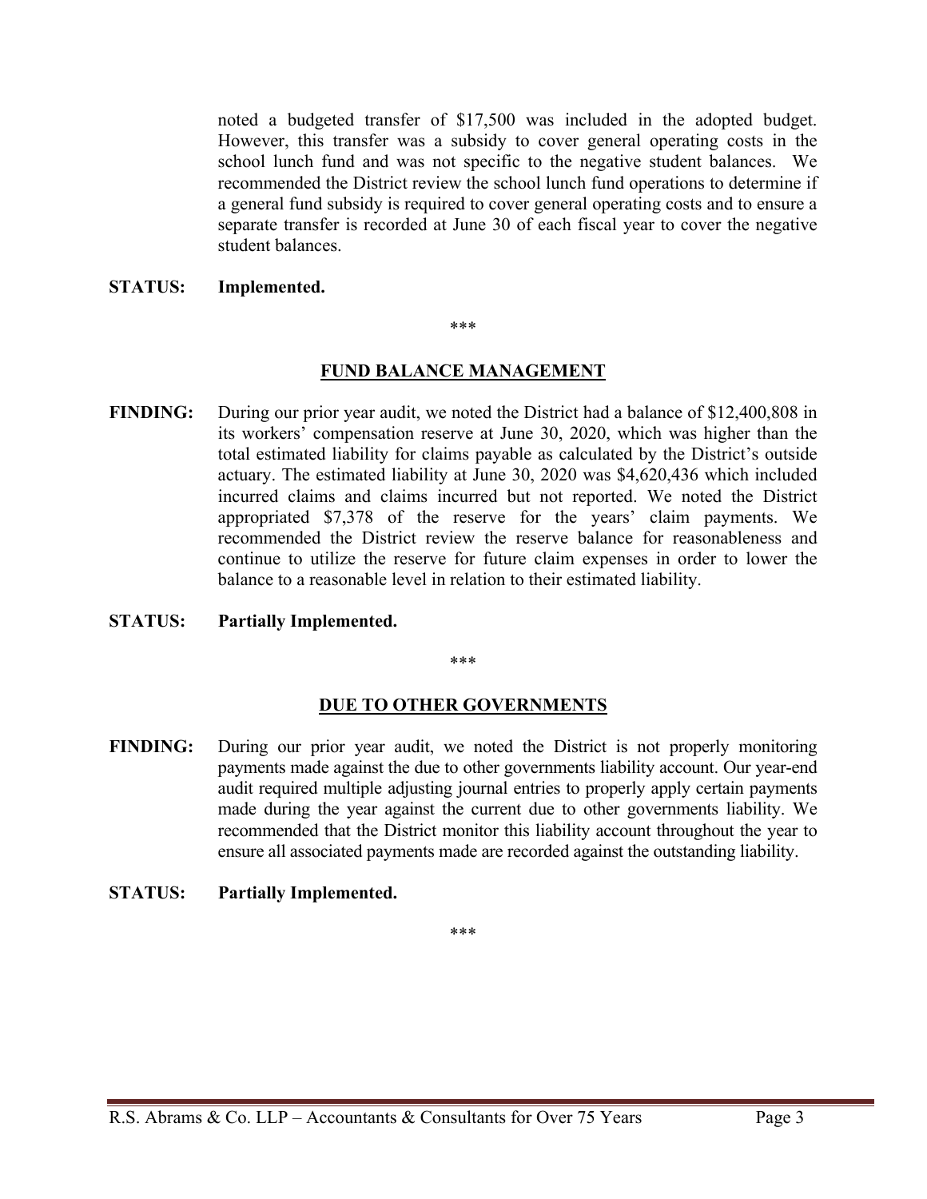noted a budgeted transfer of $17,500 was included in the adopted budget. However, this transfer was a subsidy to cover general operating costs in the school lunch fund and was not specific to the negative student balances. We recommended the District review the school lunch fund operations to determine if a general fund subsidy is required to cover general operating costs and to ensure a separate transfer is recorded at June 30 of each fiscal year to cover the negative student balances.

**STATUS: Implemented.**

***

## FUND BALANCE MANAGEMENT

**FINDING:** During our prior year audit, we noted the District had a balance of $12,400,808 in its workers' compensation reserve at June 30, 2020, which was higher than the total estimated liability for claims payable as calculated by the District's outside actuary. The estimated liability at June 30, 2020 was $4,620,436 which included incurred claims and claims incurred but not reported. We noted the District appropriated $7,378 of the reserve for the years' claim payments. We recommended the District review the reserve balance for reasonableness and continue to utilize the reserve for future claim expenses in order to lower the balance to a reasonable level in relation to their estimated liability.

**STATUS: Partially Implemented.**

***

## DUE TO OTHER GOVERNMENTS

**FINDING:** During our prior year audit, we noted the District is not properly monitoring payments made against the due to other governments liability account. Our year-end audit required multiple adjusting journal entries to properly apply certain payments made during the year against the current due to other governments liability. We recommended that the District monitor this liability account throughout the year to ensure all associated payments made are recorded against the outstanding liability.

**STATUS: Partially Implemented.**

***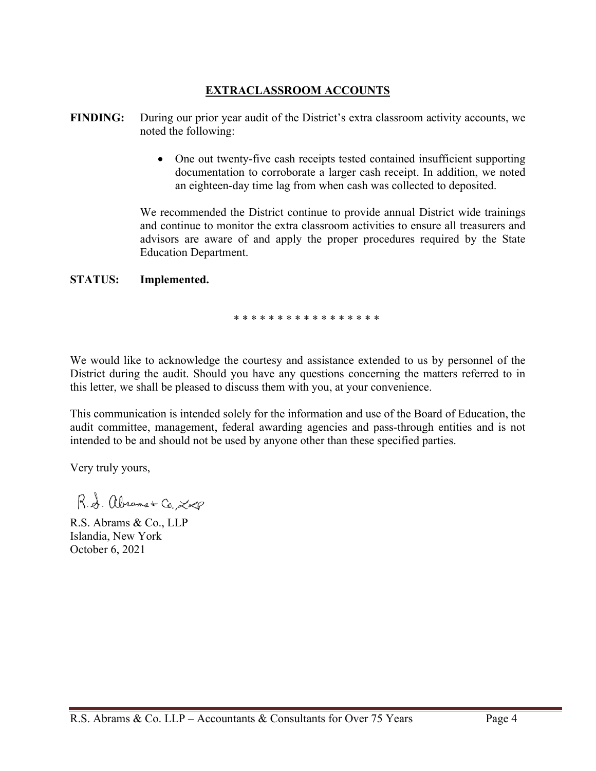## EXTRACLASSROOM ACCOUNTS

**FINDING:** During our prior year audit of the District's extra classroom activity accounts, we noted the following:

- One out twenty-five cash receipts tested contained insufficient supporting documentation to corroborate a larger cash receipt. In addition, we noted an eighteen-day time lag from when cash was collected to deposited.

We recommended the District continue to provide annual District wide trainings and continue to monitor the extra classroom activities to ensure all treasurers and advisors are aware of and apply the proper procedures required by the State Education Department.

**STATUS:** **Implemented.**

* * * * * * * * * * * * * * * * *

We would like to acknowledge the courtesy and assistance extended to us by personnel of the District during the audit. Should you have any questions concerning the matters referred to in this letter, we shall be pleased to discuss them with you, at your convenience.

This communication is intended solely for the information and use of the Board of Education, the audit committee, management, federal awarding agencies and pass-through entities and is not intended to be and should not be used by anyone other than these specified parties.

Very truly yours,

R.S. Abrams & Co., LLP

R.S. Abrams & Co., LLP
Islandia, New York
October 6, 2021